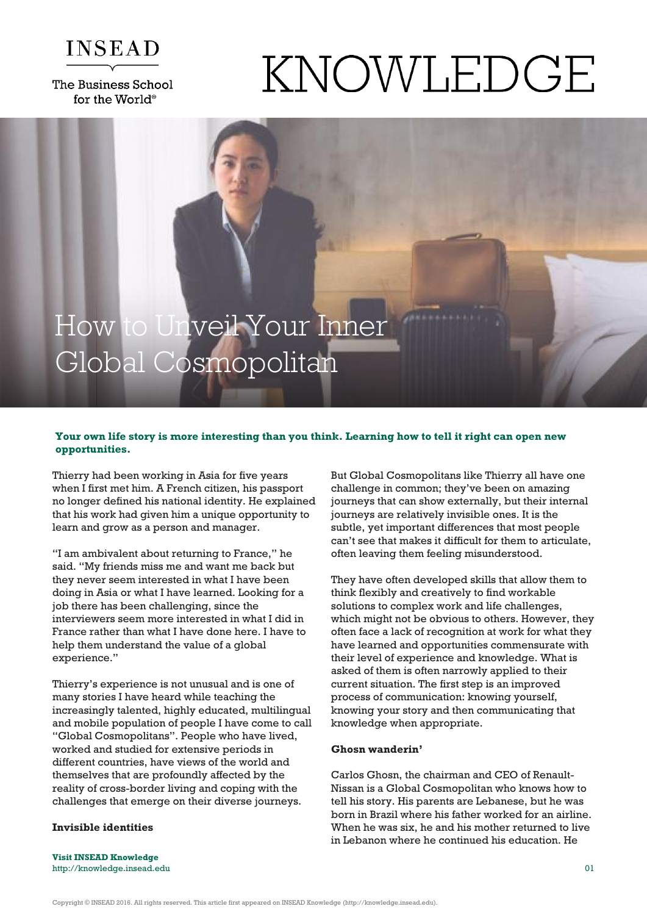# How to Unveil Your Inner Global Cosmopolitan

**Your own life story is more interesting than you think. Learning how to tell it right can open new opportunities.**

Thierry had been working in Asia for five years when I first met him. A French citizen, his passport no longer defined his national identity. He explained that his work had given him a unique opportunity to learn and grow as a person and manager.

"I am ambivalent about returning to France," he said. "My friends miss me and want me back but they never seem interested in what I have been doing in Asia or what I have learned. Looking for a job there has been challenging, since the interviewers seem more interested in what I did in France rather than what I have done here. I have to help them understand the value of a global experience."

Thierry's experience is not unusual and is one of many stories I have heard while teaching the increasingly talented, highly educated, multilingual and mobile population of people I have come to call "Global Cosmopolitans". People who have lived, worked and studied for extensive periods in different countries, have views of the world and themselves that are profoundly affected by the reality of cross-border living and coping with the challenges that emerge on their diverse journeys.

**Invisible identities**

But Global Cosmopolitans like Thierry all have one challenge in common; they've been on amazing journeys that can show externally, but their internal journeys are relatively invisible ones. It is the subtle, yet important differences that most people can't see that makes it difficult for them to articulate, often leaving them feeling misunderstood.

They have often developed skills that allow them to think flexibly and creatively to find workable solutions to complex work and life challenges, which might not be obvious to others. However, they often face a lack of recognition at work for what they have learned and opportunities commensurate with their level of experience and knowledge. What is asked of them is often narrowly applied to their current situation. The first step is an improved process of communication: knowing yourself, knowing your story and then communicating that knowledge when appropriate.

**Ghosn wanderin'**

Carlos Ghosn, the chairman and CEO of Renault-Nissan is a Global Cosmopolitan who knows how to tell his story. His parents are Lebanese, but he was born in Brazil where his father worked for an airline. When he was six, he and his mother returned to live in Lebanon where he continued his education. He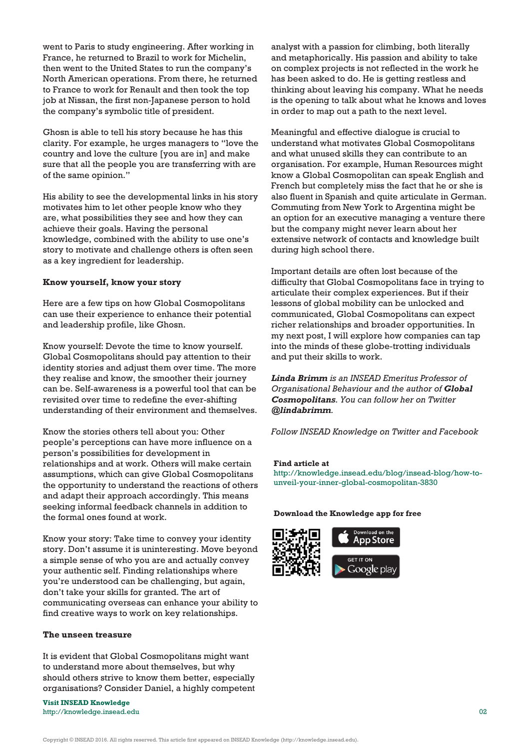went to Paris to study engineering. After working in France, he returned to Brazil to work for Michelin, then went to the United States to run the company's North American operations. From there, he returned to France to work for Renault and then took the top job at Nissan, the first non-Japanese person to hold the company's symbolic title of president.

Ghosn is able to tell his story because he has this clarity. For example, he urges managers to "love the country and love the culture [you are in] and make sure that all the people you are transferring with are of the same opinion."

His ability to see the developmental links in his story motivates him to let other people know who they are, what possibilities they see and how they can achieve their goals. Having the personal knowledge, combined with the ability to use one's story to motivate and challenge others is often seen as a key ingredient for leadership.

**Know yourself, know your story**

Here are a few tips on how Global Cosmopolitans can use their experience to enhance their potential and leadership profile, like Ghosn.

Know yourself: Devote the time to know yourself. Global Cosmopolitans should pay attention to their identity stories and adjust them over time. The more they realise and know, the smoother their journey can be. Self-awareness is a powerful tool that can be revisited over time to redefine the ever-shifting understanding of their environment and themselves.

Know the stories others tell about you: Other people's perceptions can have more influence on a person's possibilities for development in relationships and at work. Others will make certain assumptions, which can give Global Cosmopolitans the opportunity to understand the reactions of others and adapt their approach accordingly. This means seeking informal feedback channels in addition to the formal ones found at work.

Know your story: Take time to convey your identity story. Don't assume it is uninteresting. Move beyond a simple sense of who you are and actually convey your authentic self. Finding relationships where you're understood can be challenging, but again, don't take your skills for granted. The art of communicating overseas can enhance your ability to find creative ways to work on key relationships.

**The unseen treasure**

It is evident that Global Cosmopolitans might want to understand more about themselves, but why should others strive to know them better, especially organisations? Consider Daniel, a highly competent analyst with a passion for climbing, both literally and metaphorically. His passion and ability to take on complex projects is not reflected in the work he has been asked to do. He is getting restless and thinking about leaving his company. What he needs is the opening to talk about what he knows and loves in order to map out a path to the next level.

Meaningful and effective dialogue is crucial to understand what motivates Global Cosmopolitans and what unused skills they can contribute to an organisation. For example, Human Resources might know a Global Cosmopolitan can speak English and French but completely miss the fact that he or she is also fluent in Spanish and quite articulate in German. Commuting from New York to Argentina might be an option for an executive managing a venture there but the company might never learn about her extensive network of contacts and knowledge built during high school there.

Important details are often lost because of the difficulty that Global Cosmopolitans face in trying to articulate their complex experiences. But if their lessons of global mobility can be unlocked and communicated, Global Cosmopolitans can expect richer relationships and broader opportunities. In my next post, I will explore how companies can tap into the minds of these globe-trotting individuals and put their skills to work.

***Linda Brimm*** *is an INSEAD Emeritus Professor of Organisational Behaviour and the author of* ***Global Cosmopolitans****. You can follow her on Twitter* ***@lindabrimm****.*

*Follow INSEAD Knowledge on Twitter and Facebook*

**Find article at**
http://knowledge.insead.edu/blog/insead-blog/how-to-unveil-your-inner-global-cosmopolitan-3830

**Download the Knowledge app for free**

**Visit INSEAD Knowledge**
http://knowledge.insead.edu

Copyright © INSEAD 2016. All rights reserved. This article first appeared on INSEAD Knowledge (http://knowledge.insead.edu).